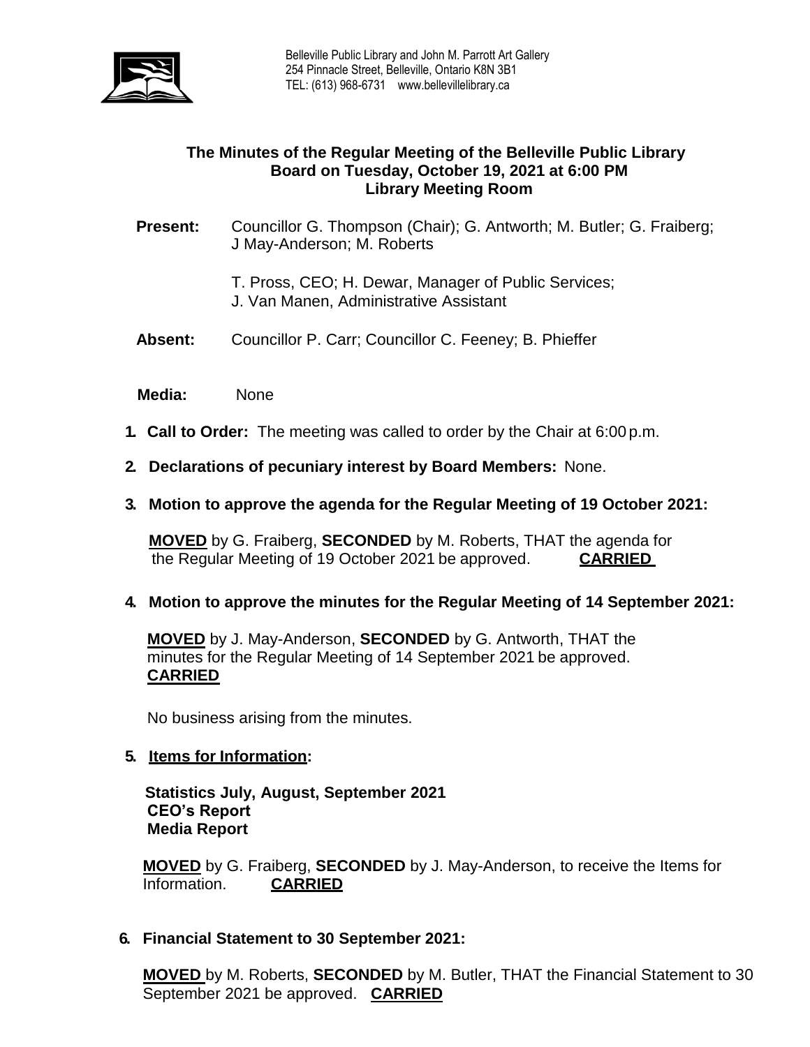Belleville Public Library and John M. Parrott Art Gallery
254 Pinnacle Street, Belleville, Ontario K8N 3B1
TEL: (613) 968-6731 www.bellevillelibrary.ca

# The Minutes of the Regular Meeting of the Belleville Public Library Board on Tuesday, October 19, 2021 at 6:00 PM Library Meeting Room

**Present:** Councillor G. Thompson (Chair); G. Antworth; M. Butler; G. Fraiberg; J May-Anderson; M. Roberts

T. Pross, CEO; H. Dewar, Manager of Public Services; J. Van Manen, Administrative Assistant

**Absent:** Councillor P. Carr; Councillor C. Feeney; B. Phieffer

**Media:** None

1. **Call to Order:** The meeting was called to order by the Chair at 6:00 p.m.

2. **Declarations of pecuniary interest by Board Members:** None.

3. **Motion to approve the agenda for the Regular Meeting of 19 October 2021:**

   **MOVED** by G. Fraiberg, **SECONDED** by M. Roberts, THAT the agenda for the Regular Meeting of 19 October 2021 be approved. **CARRIED**

4. **Motion to approve the minutes for the Regular Meeting of 14 September 2021:**

   **MOVED** by J. May-Anderson, **SECONDED** by G. Antworth, THAT the minutes for the Regular Meeting of 14 September 2021 be approved. **CARRIED**

   No business arising from the minutes.

5. **Items for Information:**

   **Statistics July, August, September 2021**
   **CEO's Report**
   **Media Report**

   **MOVED** by G. Fraiberg, **SECONDED** by J. May-Anderson, to receive the Items for Information. **CARRIED**

6. **Financial Statement to 30 September 2021:**

   **MOVED** by M. Roberts, **SECONDED** by M. Butler, THAT the Financial Statement to 30 September 2021 be approved. **CARRIED**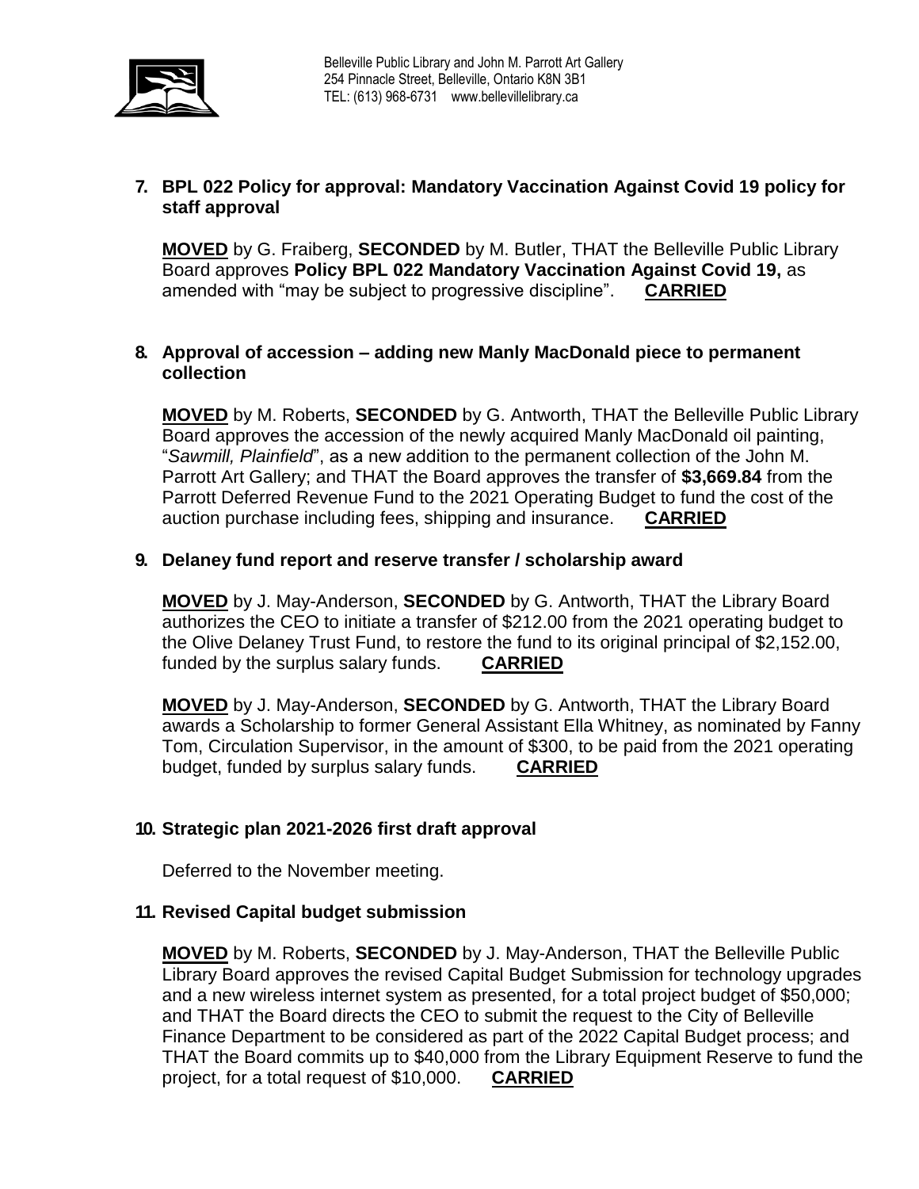## 7. BPL 022 Policy for approval: Mandatory Vaccination Against Covid 19 policy for staff approval

**MOVED** by G. Fraiberg, **SECONDED** by M. Butler, THAT the Belleville Public Library Board approves **Policy BPL 022 Mandatory Vaccination Against Covid 19,** as amended with "may be subject to progressive discipline". **CARRIED**

## 8. Approval of accession – adding new Manly MacDonald piece to permanent collection

**MOVED** by M. Roberts, **SECONDED** by G. Antworth, THAT the Belleville Public Library Board approves the accession of the newly acquired Manly MacDonald oil painting, "*Sawmill, Plainfield*", as a new addition to the permanent collection of the John M. Parrott Art Gallery; and THAT the Board approves the transfer of **$3,669.84** from the Parrott Deferred Revenue Fund to the 2021 Operating Budget to fund the cost of the auction purchase including fees, shipping and insurance. **CARRIED**

## 9. Delaney fund report and reserve transfer / scholarship award

**MOVED** by J. May-Anderson, **SECONDED** by G. Antworth, THAT the Library Board authorizes the CEO to initiate a transfer of $212.00 from the 2021 operating budget to the Olive Delaney Trust Fund, to restore the fund to its original principal of $2,152.00, funded by the surplus salary funds. **CARRIED**

**MOVED** by J. May-Anderson, **SECONDED** by G. Antworth, THAT the Library Board awards a Scholarship to former General Assistant Ella Whitney, as nominated by Fanny Tom, Circulation Supervisor, in the amount of $300, to be paid from the 2021 operating budget, funded by surplus salary funds. **CARRIED**

## 10. Strategic plan 2021-2026 first draft approval

Deferred to the November meeting.

## 11. Revised Capital budget submission

**MOVED** by M. Roberts, **SECONDED** by J. May-Anderson, THAT the Belleville Public Library Board approves the revised Capital Budget Submission for technology upgrades and a new wireless internet system as presented, for a total project budget of $50,000; and THAT the Board directs the CEO to submit the request to the City of Belleville Finance Department to be considered as part of the 2022 Capital Budget process; and THAT the Board commits up to $40,000 from the Library Equipment Reserve to fund the project, for a total request of $10,000. **CARRIED**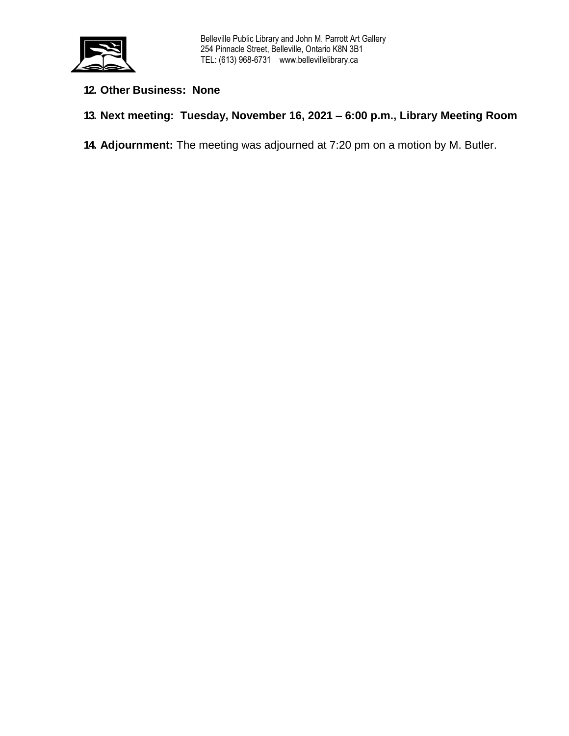**12. Other Business: None**

**13. Next meeting: Tuesday, November 16, 2021 – 6:00 p.m., Library Meeting Room**

**14. Adjournment:** The meeting was adjourned at 7:20 pm on a motion by M. Butler.